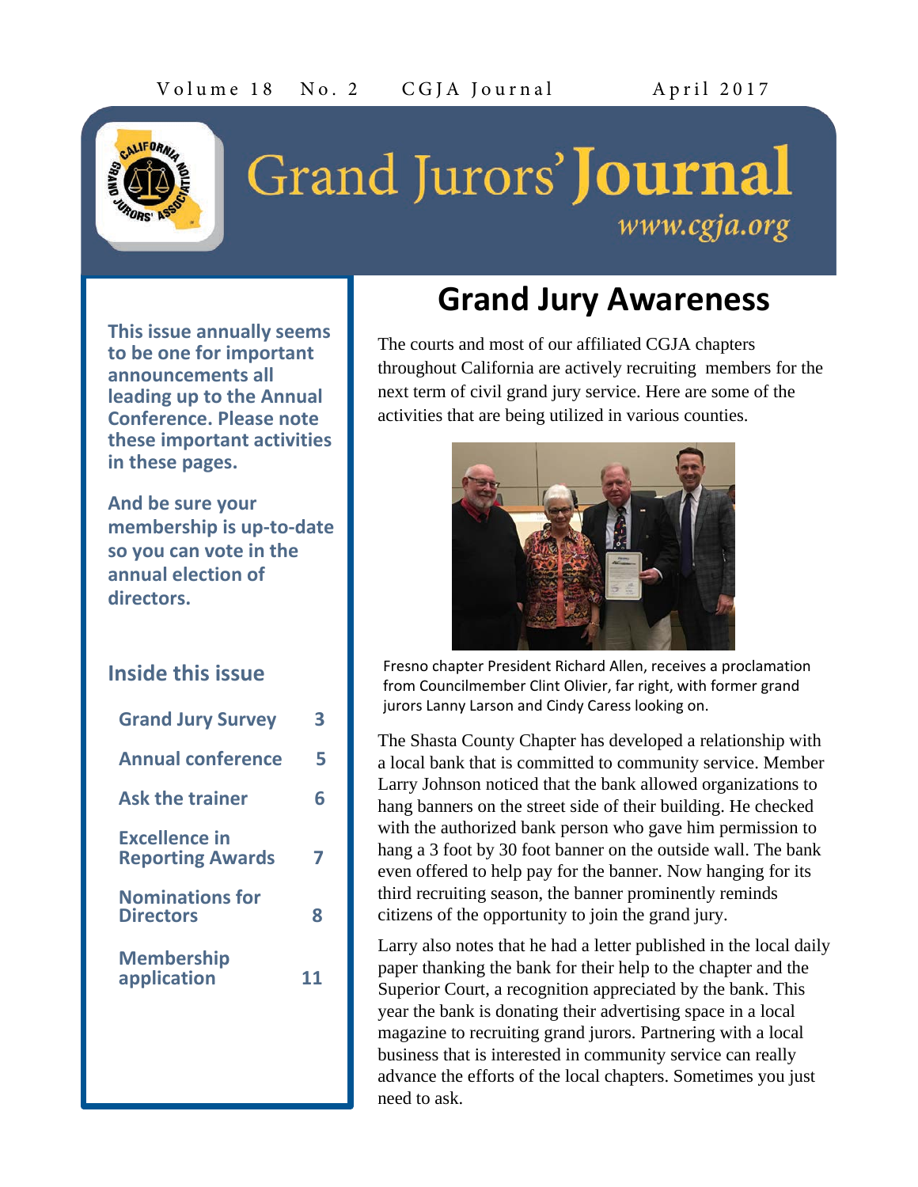# Grand Jurors' Journal

*www.cgja.org*

**This issue annually seems to be one for important announcements all leading up to the Annual Conference. Please note these important activities in these pages.**

**And be sure your membership is up-to-date so you can vote in the annual election of directors.**

## Inside this issue

| | |
|---|---|
| Grand Jury Survey | 3 |
| Annual conference | 5 |
| Ask the trainer | 6 |
| Excellence in Reporting Awards | 7 |
| Nominations for Directors | 8 |
| Membership application | 11 |

## Grand Jury Awareness

The courts and most of our affiliated CGJA chapters throughout California are actively recruiting members for the next term of civil grand jury service. Here are some of the activities that are being utilized in various counties.

Fresno chapter President Richard Allen, receives a proclamation from Councilmember Clint Olivier, far right, with former grand jurors Lanny Larson and Cindy Caress looking on.

The Shasta County Chapter has developed a relationship with a local bank that is committed to community service. Member Larry Johnson noticed that the bank allowed organizations to hang banners on the street side of their building. He checked with the authorized bank person who gave him permission to hang a 3 foot by 30 foot banner on the outside wall. The bank even offered to help pay for the banner. Now hanging for its third recruiting season, the banner prominently reminds citizens of the opportunity to join the grand jury.

Larry also notes that he had a letter published in the local daily paper thanking the bank for their help to the chapter and the Superior Court, a recognition appreciated by the bank. This year the bank is donating their advertising space in a local magazine to recruiting grand jurors. Partnering with a local business that is interested in community service can really advance the efforts of the local chapters. Sometimes you just need to ask.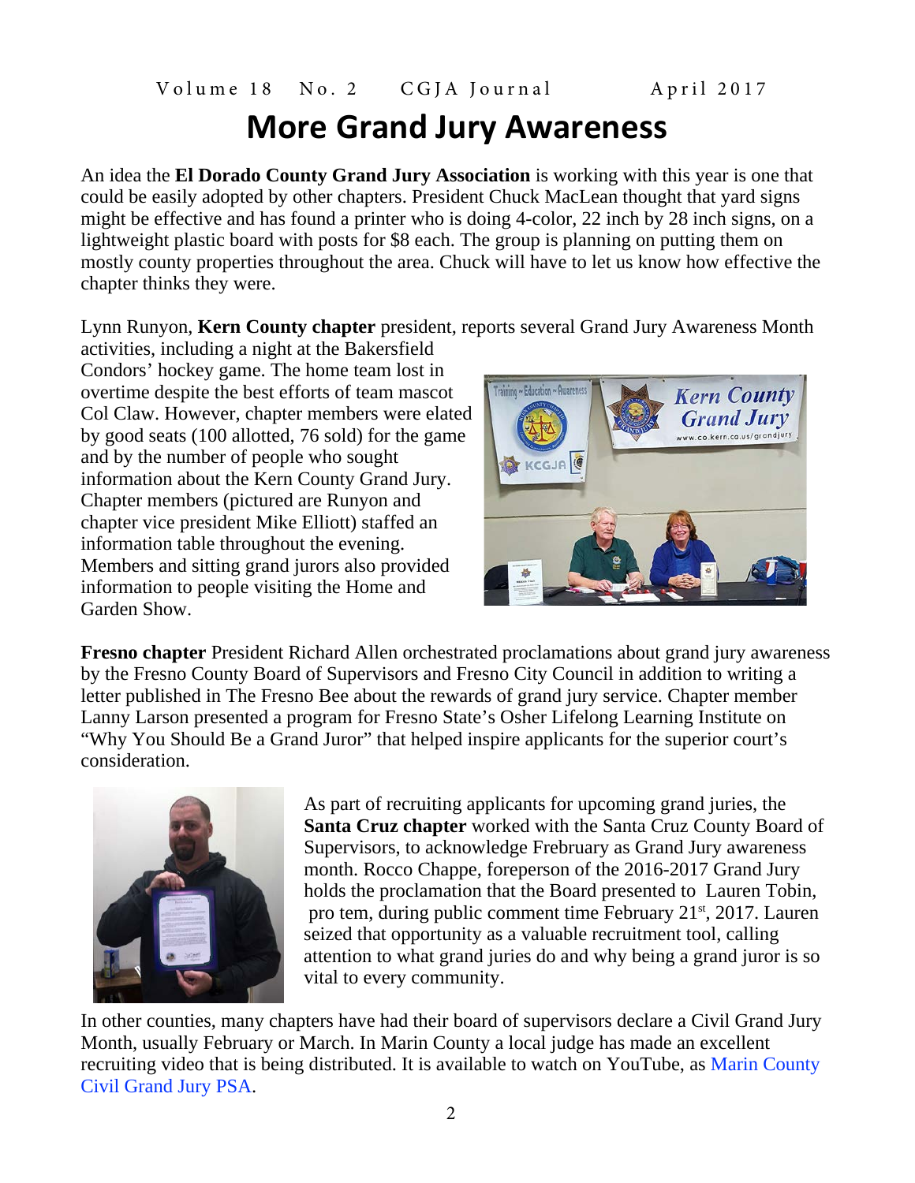# More Grand Jury Awareness

An idea the **El Dorado County Grand Jury Association** is working with this year is one that could be easily adopted by other chapters. President Chuck MacLean thought that yard signs might be effective and has found a printer who is doing 4-color, 22 inch by 28 inch signs, on a lightweight plastic board with posts for $8 each. The group is planning on putting them on mostly county properties throughout the area. Chuck will have to let us know how effective the chapter thinks they were.

Lynn Runyon, **Kern County chapter** president, reports several Grand Jury Awareness Month activities, including a night at the Bakersfield Condors' hockey game. The home team lost in overtime despite the best efforts of team mascot Col Claw. However, chapter members were elated by good seats (100 allotted, 76 sold) for the game and by the number of people who sought information about the Kern County Grand Jury. Chapter members (pictured are Runyon and chapter vice president Mike Elliott) staffed an information table throughout the evening. Members and sitting grand jurors also provided information to people visiting the Home and Garden Show.

**Fresno chapter** President Richard Allen orchestrated proclamations about grand jury awareness by the Fresno County Board of Supervisors and Fresno City Council in addition to writing a letter published in The Fresno Bee about the rewards of grand jury service. Chapter member Lanny Larson presented a program for Fresno State's Osher Lifelong Learning Institute on "Why You Should Be a Grand Juror" that helped inspire applicants for the superior court's consideration.

As part of recruiting applicants for upcoming grand juries, the **Santa Cruz chapter** worked with the Santa Cruz County Board of Supervisors, to acknowledge Frebruary as Grand Jury awareness month. Rocco Chappe, foreperson of the 2016-2017 Grand Jury holds the proclamation that the Board presented to Lauren Tobin, pro tem, during public comment time February 21st, 2017. Lauren seized that opportunity as a valuable recruitment tool, calling attention to what grand juries do and why being a grand juror is so vital to every community.

In other counties, many chapters have had their board of supervisors declare a Civil Grand Jury Month, usually February or March. In Marin County a local judge has made an excellent recruiting video that is being distributed. It is available to watch on YouTube, as Marin County Civil Grand Jury PSA.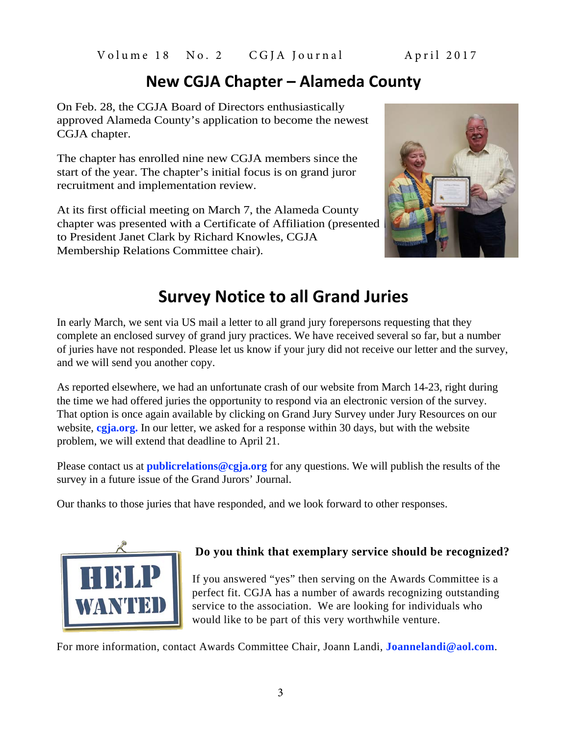# New CGJA Chapter – Alameda County

On Feb. 28, the CGJA Board of Directors enthusiastically approved Alameda County's application to become the newest CGJA chapter.

The chapter has enrolled nine new CGJA members since the start of the year. The chapter's initial focus is on grand juror recruitment and implementation review.

At its first official meeting on March 7, the Alameda County chapter was presented with a Certificate of Affiliation (presented to President Janet Clark by Richard Knowles, CGJA Membership Relations Committee chair).

# Survey Notice to all Grand Juries

In early March, we sent via US mail a letter to all grand jury forepersons requesting that they complete an enclosed survey of grand jury practices. We have received several so far, but a number of juries have not responded. Please let us know if your jury did not receive our letter and the survey, and we will send you another copy.

As reported elsewhere, we had an unfortunate crash of our website from March 14-23, right during the time we had offered juries the opportunity to respond via an electronic version of the survey. That option is once again available by clicking on Grand Jury Survey under Jury Resources on our website, **cgja.org.** In our letter, we asked for a response within 30 days, but with the website problem, we will extend that deadline to April 21.

Please contact us at **publicrelations@cgja.org** for any questions. We will publish the results of the survey in a future issue of the Grand Jurors' Journal.

Our thanks to those juries that have responded, and we look forward to other responses.

**HELP WANTED**

**Do you think that exemplary service should be recognized?**

If you answered "yes" then serving on the Awards Committee is a perfect fit. CGJA has a number of awards recognizing outstanding service to the association. We are looking for individuals who would like to be part of this very worthwhile venture.

For more information, contact Awards Committee Chair, Joann Landi, **Joannelandi@aol.com**.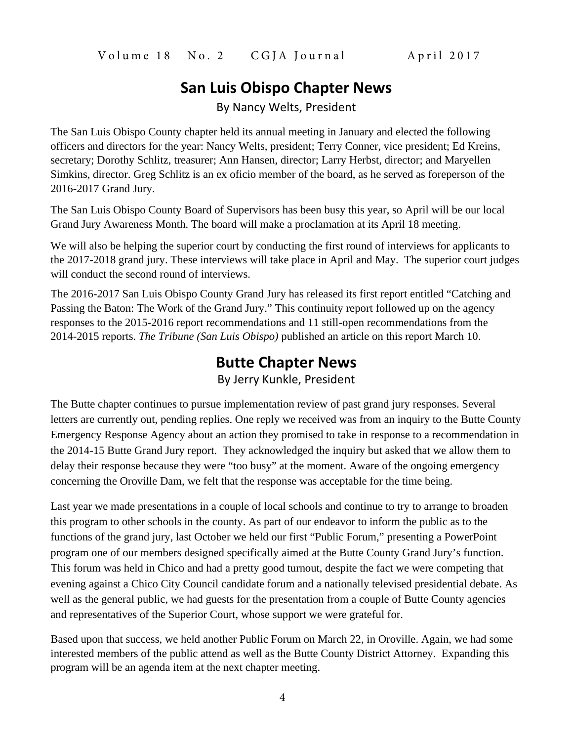## San Luis Obispo Chapter News

By Nancy Welts, President

The San Luis Obispo County chapter held its annual meeting in January and elected the following officers and directors for the year: Nancy Welts, president; Terry Conner, vice president; Ed Kreins, secretary; Dorothy Schlitz, treasurer; Ann Hansen, director; Larry Herbst, director; and Maryellen Simkins, director. Greg Schlitz is an ex oficio member of the board, as he served as foreperson of the 2016-2017 Grand Jury.

The San Luis Obispo County Board of Supervisors has been busy this year, so April will be our local Grand Jury Awareness Month. The board will make a proclamation at its April 18 meeting.

We will also be helping the superior court by conducting the first round of interviews for applicants to the 2017-2018 grand jury. These interviews will take place in April and May. The superior court judges will conduct the second round of interviews.

The 2016-2017 San Luis Obispo County Grand Jury has released its first report entitled "Catching and Passing the Baton: The Work of the Grand Jury." This continuity report followed up on the agency responses to the 2015-2016 report recommendations and 11 still-open recommendations from the 2014-2015 reports. *The Tribune (San Luis Obispo)* published an article on this report March 10.

## Butte Chapter News

By Jerry Kunkle, President

The Butte chapter continues to pursue implementation review of past grand jury responses. Several letters are currently out, pending replies. One reply we received was from an inquiry to the Butte County Emergency Response Agency about an action they promised to take in response to a recommendation in the 2014-15 Butte Grand Jury report. They acknowledged the inquiry but asked that we allow them to delay their response because they were "too busy" at the moment. Aware of the ongoing emergency concerning the Oroville Dam, we felt that the response was acceptable for the time being.

Last year we made presentations in a couple of local schools and continue to try to arrange to broaden this program to other schools in the county. As part of our endeavor to inform the public as to the functions of the grand jury, last October we held our first "Public Forum," presenting a PowerPoint program one of our members designed specifically aimed at the Butte County Grand Jury's function. This forum was held in Chico and had a pretty good turnout, despite the fact we were competing that evening against a Chico City Council candidate forum and a nationally televised presidential debate. As well as the general public, we had guests for the presentation from a couple of Butte County agencies and representatives of the Superior Court, whose support we were grateful for.

Based upon that success, we held another Public Forum on March 22, in Oroville. Again, we had some interested members of the public attend as well as the Butte County District Attorney. Expanding this program will be an agenda item at the next chapter meeting.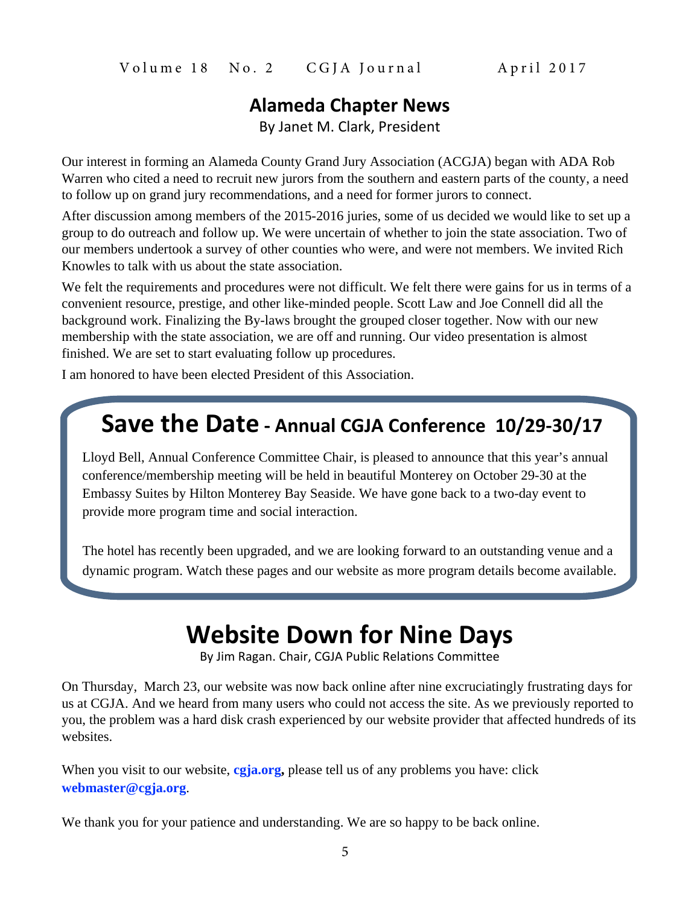## Alameda Chapter News

By Janet M. Clark, President

Our interest in forming an Alameda County Grand Jury Association (ACGJA) began with ADA Rob Warren who cited a need to recruit new jurors from the southern and eastern parts of the county, a need to follow up on grand jury recommendations, and a need for former jurors to connect.

After discussion among members of the 2015-2016 juries, some of us decided we would like to set up a group to do outreach and follow up. We were uncertain of whether to join the state association. Two of our members undertook a survey of other counties who were, and were not members. We invited Rich Knowles to talk with us about the state association.

We felt the requirements and procedures were not difficult. We felt there were gains for us in terms of a convenient resource, prestige, and other like-minded people. Scott Law and Joe Connell did all the background work. Finalizing the By-laws brought the grouped closer together. Now with our new membership with the state association, we are off and running. Our video presentation is almost finished. We are set to start evaluating follow up procedures.

I am honored to have been elected President of this Association.

## Save the Date - Annual CGJA Conference 10/29-30/17

Lloyd Bell, Annual Conference Committee Chair, is pleased to announce that this year's annual conference/membership meeting will be held in beautiful Monterey on October 29-30 at the Embassy Suites by Hilton Monterey Bay Seaside. We have gone back to a two-day event to provide more program time and social interaction.

The hotel has recently been upgraded, and we are looking forward to an outstanding venue and a dynamic program. Watch these pages and our website as more program details become available.

# Website Down for Nine Days

By Jim Ragan. Chair, CGJA Public Relations Committee

On Thursday, March 23, our website was now back online after nine excruciatingly frustrating days for us at CGJA. And we heard from many users who could not access the site. As we previously reported to you, the problem was a hard disk crash experienced by our website provider that affected hundreds of its websites.

When you visit to our website, **cgja.org,** please tell us of any problems you have: click **webmaster@cgja.org**.

We thank you for your patience and understanding. We are so happy to be back online.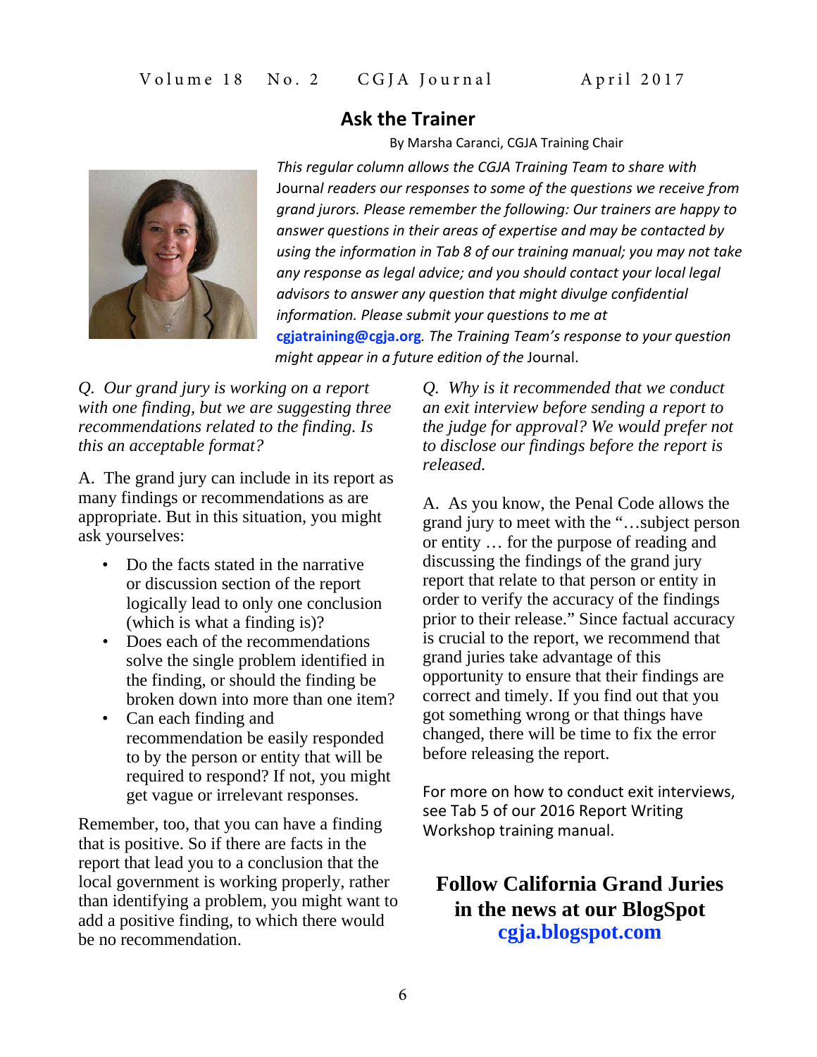## Ask the Trainer

By Marsha Caranci, CGJA Training Chair

*This regular column allows the CGJA Training Team to share with* Journal *readers our responses to some of the questions we receive from grand jurors. Please remember the following: Our trainers are happy to answer questions in their areas of expertise and may be contacted by using the information in Tab 8 of our training manual; you may not take any response as legal advice; and you should contact your local legal advisors to answer any question that might divulge confidential information. Please submit your questions to me at* **cgjatraining@cgja.org***. The Training Team's response to your question might appear in a future edition of the* Journal.

*Q. Our grand jury is working on a report with one finding, but we are suggesting three recommendations related to the finding. Is this an acceptable format?*

A. The grand jury can include in its report as many findings or recommendations as are appropriate. But in this situation, you might ask yourselves:

- Do the facts stated in the narrative or discussion section of the report logically lead to only one conclusion (which is what a finding is)?
- Does each of the recommendations solve the single problem identified in the finding, or should the finding be broken down into more than one item?
- Can each finding and recommendation be easily responded to by the person or entity that will be required to respond? If not, you might get vague or irrelevant responses.

Remember, too, that you can have a finding that is positive. So if there are facts in the report that lead you to a conclusion that the local government is working properly, rather than identifying a problem, you might want to add a positive finding, to which there would be no recommendation.

*Q. Why is it recommended that we conduct an exit interview before sending a report to the judge for approval? We would prefer not to disclose our findings before the report is released.*

A. As you know, the Penal Code allows the grand jury to meet with the "…subject person or entity … for the purpose of reading and discussing the findings of the grand jury report that relate to that person or entity in order to verify the accuracy of the findings prior to their release." Since factual accuracy is crucial to the report, we recommend that grand juries take advantage of this opportunity to ensure that their findings are correct and timely. If you find out that you got something wrong or that things have changed, there will be time to fix the error before releasing the report.

For more on how to conduct exit interviews, see Tab 5 of our 2016 Report Writing Workshop training manual.

**Follow California Grand Juries in the news at our BlogSpot**
**cgja.blogspot.com**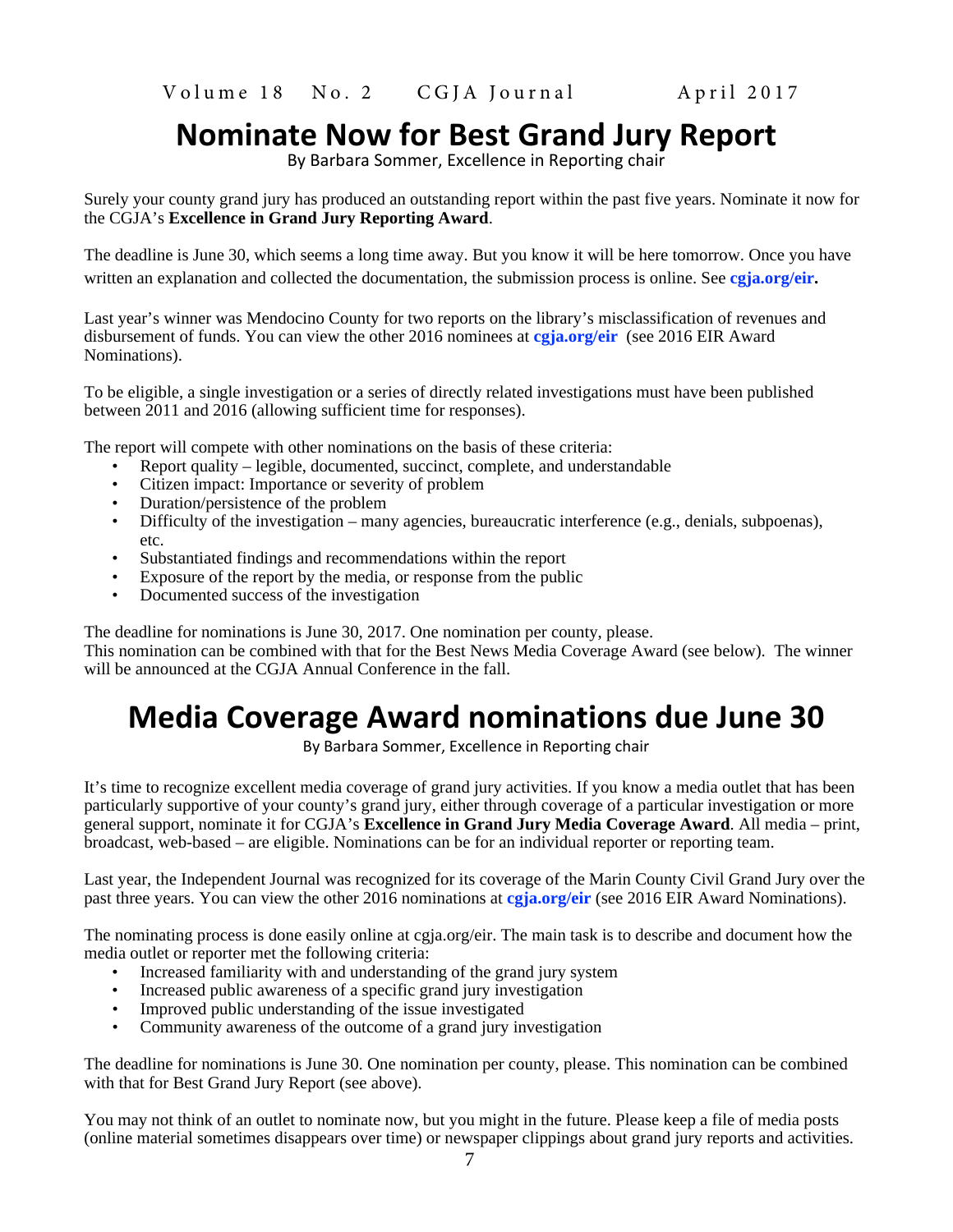# Nominate Now for Best Grand Jury Report

By Barbara Sommer, Excellence in Reporting chair

Surely your county grand jury has produced an outstanding report within the past five years. Nominate it now for the CGJA's **Excellence in Grand Jury Reporting Award**.

The deadline is June 30, which seems a long time away. But you know it will be here tomorrow. Once you have written an explanation and collected the documentation, the submission process is online. See **cgja.org/eir.**

Last year's winner was Mendocino County for two reports on the library's misclassification of revenues and disbursement of funds. You can view the other 2016 nominees at **cgja.org/eir** (see 2016 EIR Award Nominations).

To be eligible, a single investigation or a series of directly related investigations must have been published between 2011 and 2016 (allowing sufficient time for responses).

The report will compete with other nominations on the basis of these criteria:

- Report quality – legible, documented, succinct, complete, and understandable
- Citizen impact: Importance or severity of problem
- Duration/persistence of the problem
- Difficulty of the investigation – many agencies, bureaucratic interference (e.g., denials, subpoenas), etc.
- Substantiated findings and recommendations within the report
- Exposure of the report by the media, or response from the public
- Documented success of the investigation

The deadline for nominations is June 30, 2017. One nomination per county, please.
This nomination can be combined with that for the Best News Media Coverage Award (see below). The winner will be announced at the CGJA Annual Conference in the fall.

# Media Coverage Award nominations due June 30

By Barbara Sommer, Excellence in Reporting chair

It's time to recognize excellent media coverage of grand jury activities. If you know a media outlet that has been particularly supportive of your county's grand jury, either through coverage of a particular investigation or more general support, nominate it for CGJA's **Excellence in Grand Jury Media Coverage Award**. All media – print, broadcast, web-based – are eligible. Nominations can be for an individual reporter or reporting team.

Last year, the Independent Journal was recognized for its coverage of the Marin County Civil Grand Jury over the past three years. You can view the other 2016 nominations at **cgja.org/eir** (see 2016 EIR Award Nominations).

The nominating process is done easily online at cgja.org/eir. The main task is to describe and document how the media outlet or reporter met the following criteria:

- Increased familiarity with and understanding of the grand jury system
- Increased public awareness of a specific grand jury investigation
- Improved public understanding of the issue investigated
- Community awareness of the outcome of a grand jury investigation

The deadline for nominations is June 30. One nomination per county, please. This nomination can be combined with that for Best Grand Jury Report (see above).

You may not think of an outlet to nominate now, but you might in the future. Please keep a file of media posts (online material sometimes disappears over time) or newspaper clippings about grand jury reports and activities.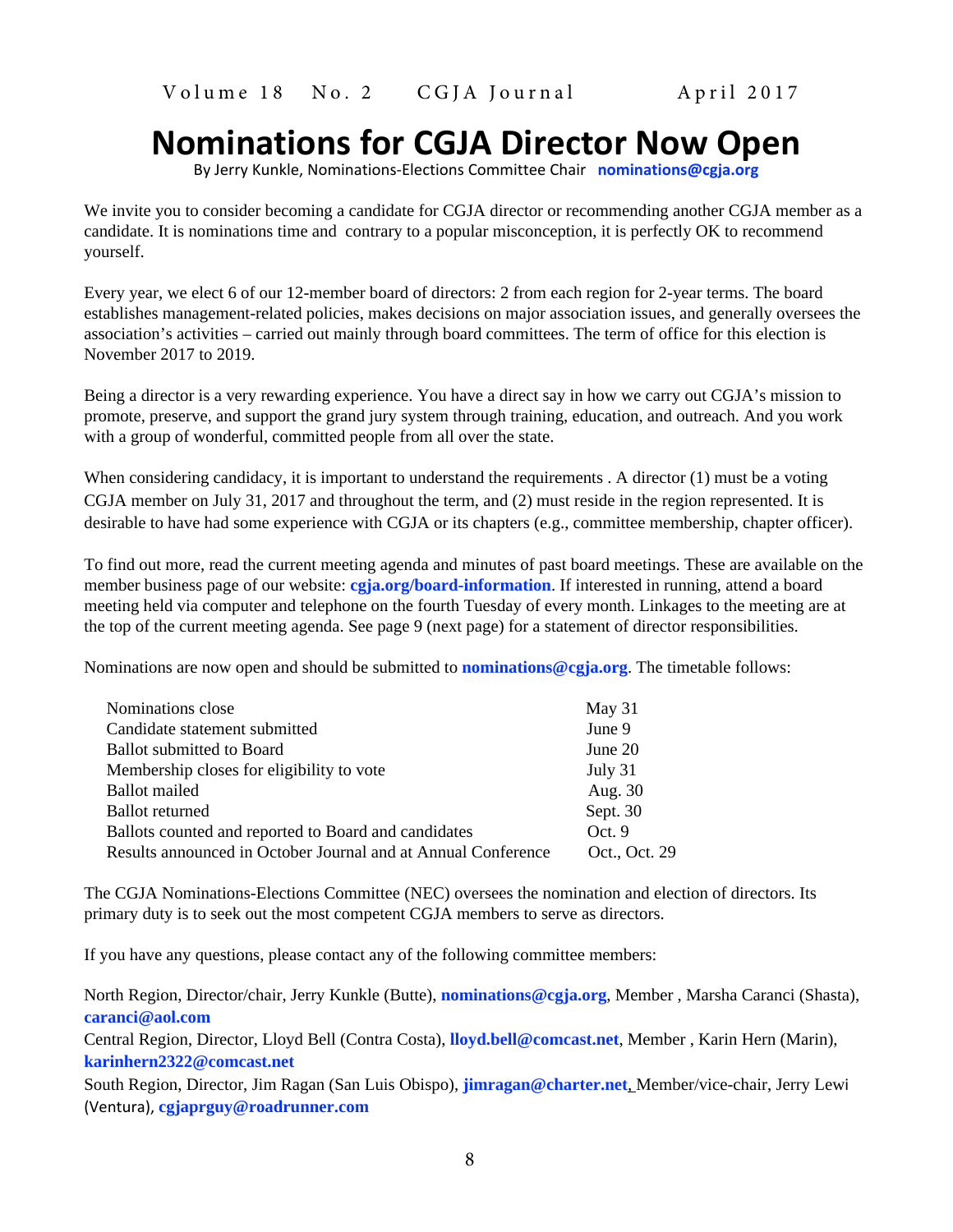# Nominations for CGJA Director Now Open

By Jerry Kunkle, Nominations-Elections Committee Chair **nominations@cgja.org**

We invite you to consider becoming a candidate for CGJA director or recommending another CGJA member as a candidate. It is nominations time and contrary to a popular misconception, it is perfectly OK to recommend yourself.

Every year, we elect 6 of our 12-member board of directors: 2 from each region for 2-year terms. The board establishes management-related policies, makes decisions on major association issues, and generally oversees the association's activities – carried out mainly through board committees. The term of office for this election is November 2017 to 2019.

Being a director is a very rewarding experience. You have a direct say in how we carry out CGJA's mission to promote, preserve, and support the grand jury system through training, education, and outreach. And you work with a group of wonderful, committed people from all over the state.

When considering candidacy, it is important to understand the requirements . A director (1) must be a voting CGJA member on July 31, 2017 and throughout the term, and (2) must reside in the region represented. It is desirable to have had some experience with CGJA or its chapters (e.g., committee membership, chapter officer).

To find out more, read the current meeting agenda and minutes of past board meetings. These are available on the member business page of our website: **cgja.org/board-information**. If interested in running, attend a board meeting held via computer and telephone on the fourth Tuesday of every month. Linkages to the meeting are at the top of the current meeting agenda. See page 9 (next page) for a statement of director responsibilities.

Nominations are now open and should be submitted to **nominations@cgja.org**. The timetable follows:

| | |
|---|---|
| Nominations close | May 31 |
| Candidate statement submitted | June 9 |
| Ballot submitted to Board | June 20 |
| Membership closes for eligibility to vote | July 31 |
| Ballot mailed | Aug. 30 |
| Ballot returned | Sept. 30 |
| Ballots counted and reported to Board and candidates | Oct. 9 |
| Results announced in October Journal and at Annual Conference | Oct., Oct. 29 |

The CGJA Nominations-Elections Committee (NEC) oversees the nomination and election of directors. Its primary duty is to seek out the most competent CGJA members to serve as directors.

If you have any questions, please contact any of the following committee members:

North Region, Director/chair, Jerry Kunkle (Butte), **nominations@cgja.org**, Member , Marsha Caranci (Shasta), **caranci@aol.com**

Central Region, Director, Lloyd Bell (Contra Costa), **lloyd.bell@comcast.net**, Member , Karin Hern (Marin), **karinhern2322@comcast.net**

South Region, Director, Jim Ragan (San Luis Obispo), **jimragan@charter.net**, Member/vice-chair, Jerry Lewi (Ventura), **cgjaprguy@roadrunner.com**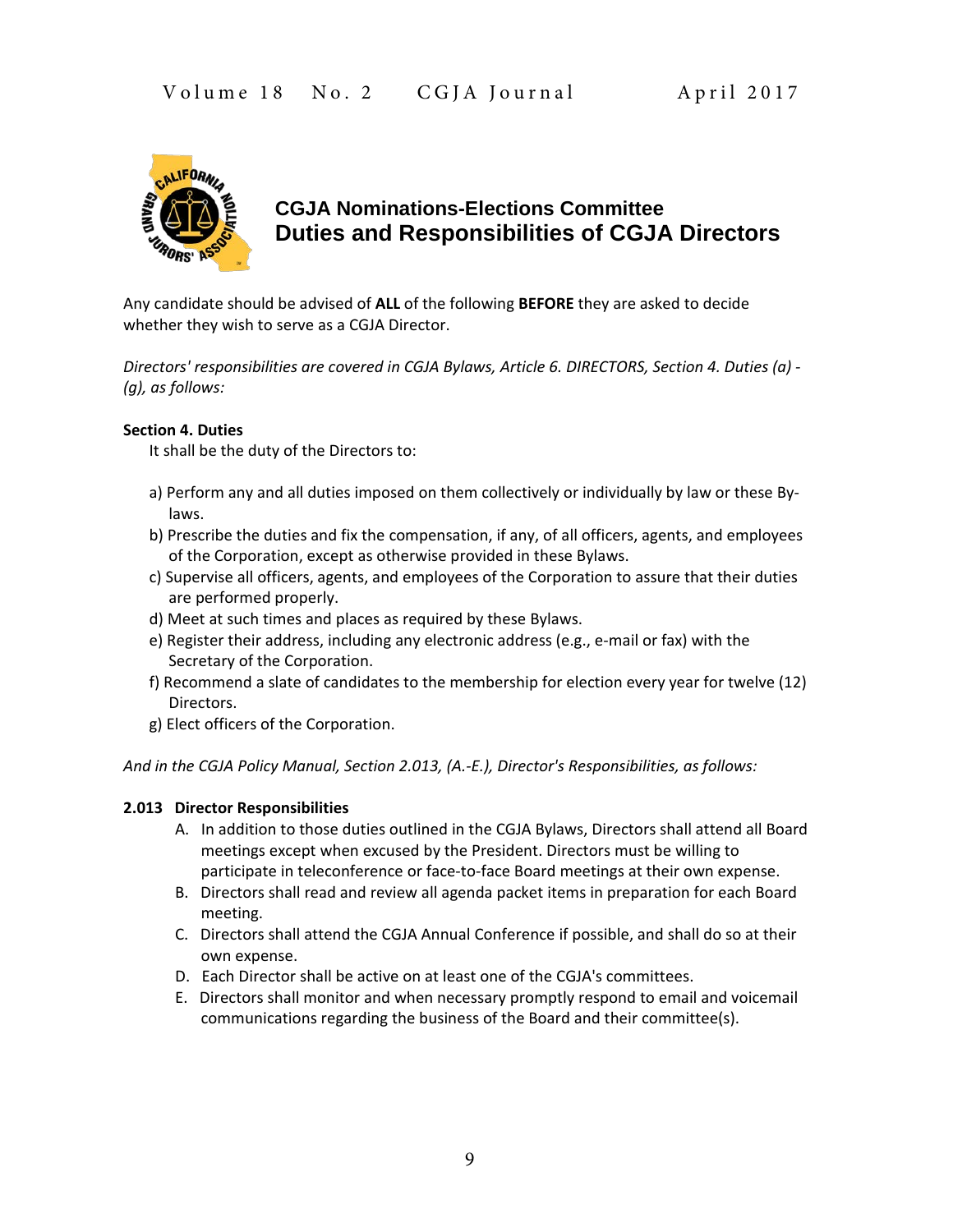## CGJA Nominations-Elections Committee
# Duties and Responsibilities of CGJA Directors

Any candidate should be advised of **ALL** of the following **BEFORE** they are asked to decide whether they wish to serve as a CGJA Director.

*Directors' responsibilities are covered in CGJA Bylaws, Article 6. DIRECTORS, Section 4. Duties (a) - (g), as follows:*

**Section 4. Duties**

It shall be the duty of the Directors to:

a) Perform any and all duties imposed on them collectively or individually by law or these By-laws.
b) Prescribe the duties and fix the compensation, if any, of all officers, agents, and employees of the Corporation, except as otherwise provided in these Bylaws.
c) Supervise all officers, agents, and employees of the Corporation to assure that their duties are performed properly.
d) Meet at such times and places as required by these Bylaws.
e) Register their address, including any electronic address (e.g., e-mail or fax) with the Secretary of the Corporation.
f) Recommend a slate of candidates to the membership for election every year for twelve (12) Directors.
g) Elect officers of the Corporation.

*And in the CGJA Policy Manual, Section 2.013, (A.-E.), Director's Responsibilities, as follows:*

**2.013 Director Responsibilities**

A. In addition to those duties outlined in the CGJA Bylaws, Directors shall attend all Board meetings except when excused by the President. Directors must be willing to participate in teleconference or face-to-face Board meetings at their own expense.
B. Directors shall read and review all agenda packet items in preparation for each Board meeting.
C. Directors shall attend the CGJA Annual Conference if possible, and shall do so at their own expense.
D. Each Director shall be active on at least one of the CGJA's committees.
E. Directors shall monitor and when necessary promptly respond to email and voicemail communications regarding the business of the Board and their committee(s).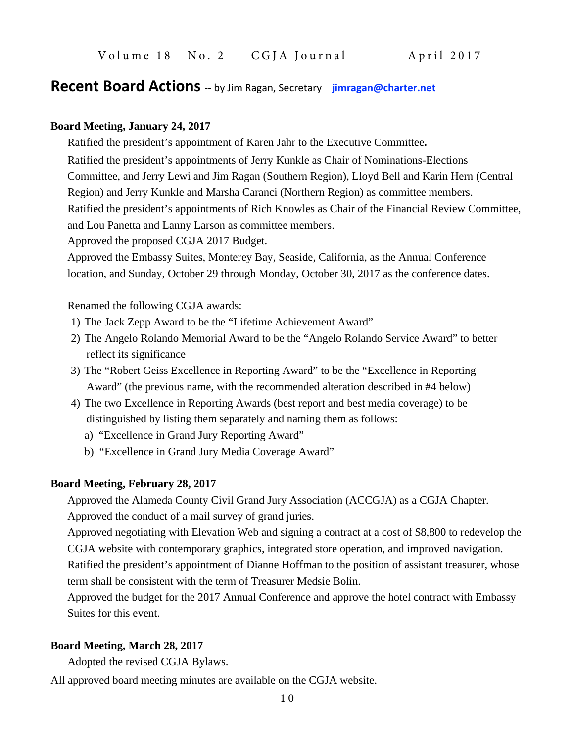## Recent Board Actions -- by Jim Ragan, Secretary **jimragan@charter.net**

**Board Meeting, January 24, 2017**

Ratified the president's appointment of Karen Jahr to the Executive Committee**.**

Ratified the president's appointments of Jerry Kunkle as Chair of Nominations-Elections Committee, and Jerry Lewi and Jim Ragan (Southern Region), Lloyd Bell and Karin Hern (Central Region) and Jerry Kunkle and Marsha Caranci (Northern Region) as committee members.

Ratified the president's appointments of Rich Knowles as Chair of the Financial Review Committee, and Lou Panetta and Lanny Larson as committee members.

Approved the proposed CGJA 2017 Budget.

Approved the Embassy Suites, Monterey Bay, Seaside, California, as the Annual Conference location, and Sunday, October 29 through Monday, October 30, 2017 as the conference dates.

Renamed the following CGJA awards:

1) The Jack Zepp Award to be the "Lifetime Achievement Award"
2) The Angelo Rolando Memorial Award to be the "Angelo Rolando Service Award" to better reflect its significance
3) The "Robert Geiss Excellence in Reporting Award" to be the "Excellence in Reporting Award" (the previous name, with the recommended alteration described in #4 below)
4) The two Excellence in Reporting Awards (best report and best media coverage) to be distinguished by listing them separately and naming them as follows:
   a) "Excellence in Grand Jury Reporting Award"
   b) "Excellence in Grand Jury Media Coverage Award"

**Board Meeting, February 28, 2017**

Approved the Alameda County Civil Grand Jury Association (ACCGJA) as a CGJA Chapter.

Approved the conduct of a mail survey of grand juries.

Approved negotiating with Elevation Web and signing a contract at a cost of $8,800 to redevelop the CGJA website with contemporary graphics, integrated store operation, and improved navigation.

Ratified the president's appointment of Dianne Hoffman to the position of assistant treasurer, whose term shall be consistent with the term of Treasurer Medsie Bolin.

Approved the budget for the 2017 Annual Conference and approve the hotel contract with Embassy Suites for this event.

**Board Meeting, March 28, 2017**

Adopted the revised CGJA Bylaws.

All approved board meeting minutes are available on the CGJA website.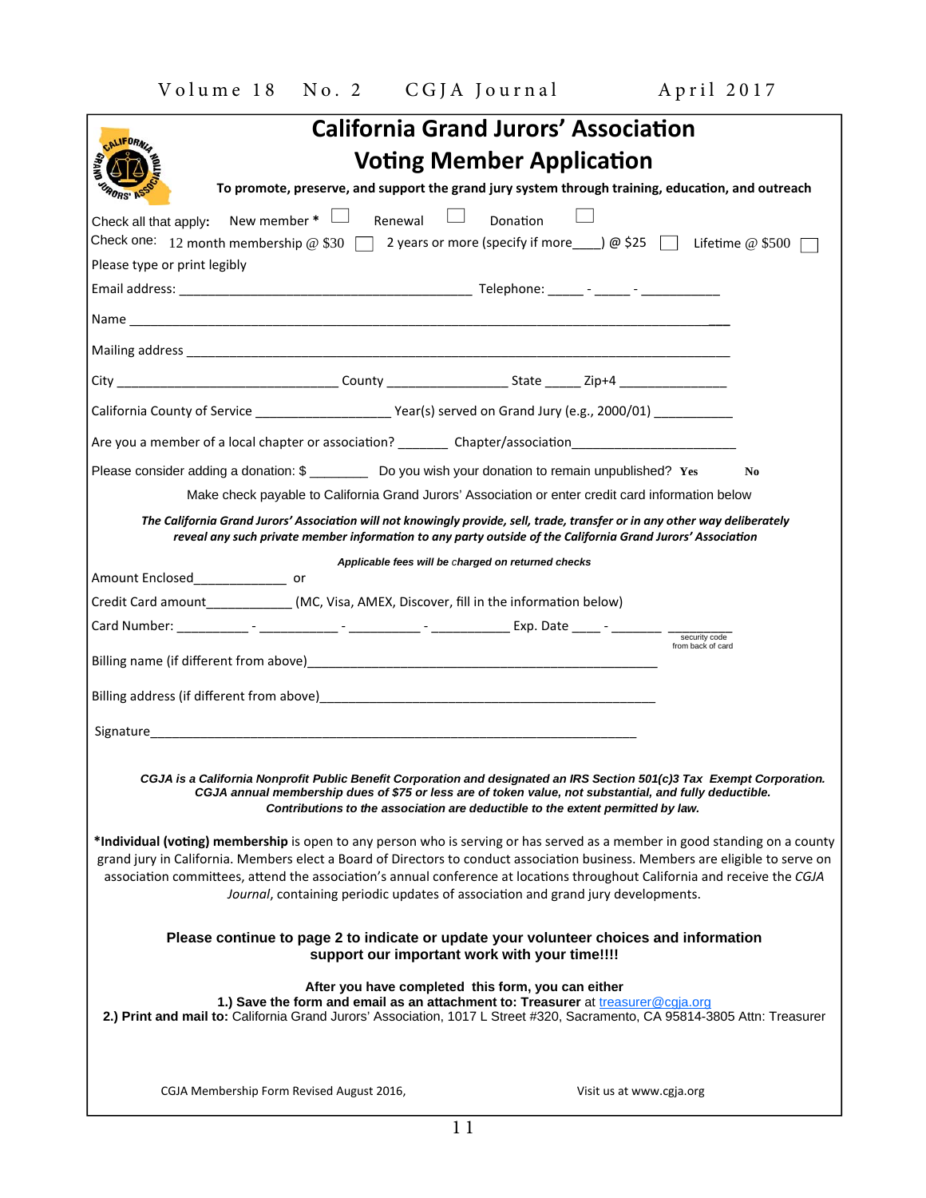# California Grand Jurors' Association

## Voting Member Application

**To promote, preserve, and support the grand jury system through training, education, and outreach**

Check all that apply: New member * ☐ Renewal ☐ Donation ☐

Check one: 12 month membership @ $30 ☐ 2 years or more (specify if more____) @ $25 ☐ Lifetime @ $500 ☐

Please type or print legibly

Email address: ________________________________________ Telephone: _____ - _____ - ___________

Name ______________________________________________________________________________

Mailing address ______________________________________________________________________

City ______________________________ County ________________ State _____ Zip+4 _______________

California County of Service __________________ Year(s) served on Grand Jury (e.g., 2000/01) ___________

Are you a member of a local chapter or association? _______ Chapter/association______________________

Please consider adding a donation: $ ________ Do you wish your donation to remain unpublished? Yes No

Make check payable to California Grand Jurors' Association or enter credit card information below

***The California Grand Jurors' Association will not knowingly provide, sell, trade, transfer or in any other way deliberately reveal any such private member information to any party outside of the California Grand Jurors' Association***

***Applicable fees will be charged on returned checks***

Amount Enclosed_____________ or

Credit Card amount____________ (MC, Visa, AMEX, Discover, fill in the information below)

Card Number: ___________ - ___________ - __________ - ___________ Exp. Date ____ - _______ ________ security code from back of card

Billing name (if different from above)__________________________________________________

Billing address (if different from above)_______________________________________________

Signature______________________________________________________________________

***CGJA is a California Nonprofit Public Benefit Corporation and designated an IRS Section 501(c)3 Tax Exempt Corporation. CGJA annual membership dues of $75 or less are of token value, not substantial, and fully deductible. Contributions to the association are deductible to the extent permitted by law.***

***Individual (voting) membership** is open to any person who is serving or has served as a member in good standing on a county grand jury in California. Members elect a Board of Directors to conduct association business. Members are eligible to serve on association committees, attend the association's annual conference at locations throughout California and receive the *CGJA Journal*, containing periodic updates of association and grand jury developments.

**Please continue to page 2 to indicate or update your volunteer choices and information support our important work with your time!!!!**

**After you have completed this form, you can either**

**1.) Save the form and email as an attachment to: Treasurer** at treasurer@cgja.org

**2.) Print and mail to:** California Grand Jurors' Association, 1017 L Street #320, Sacramento, CA 95814-3805 Attn: Treasurer

CGJA Membership Form Revised August 2016, Visit us at www.cgja.org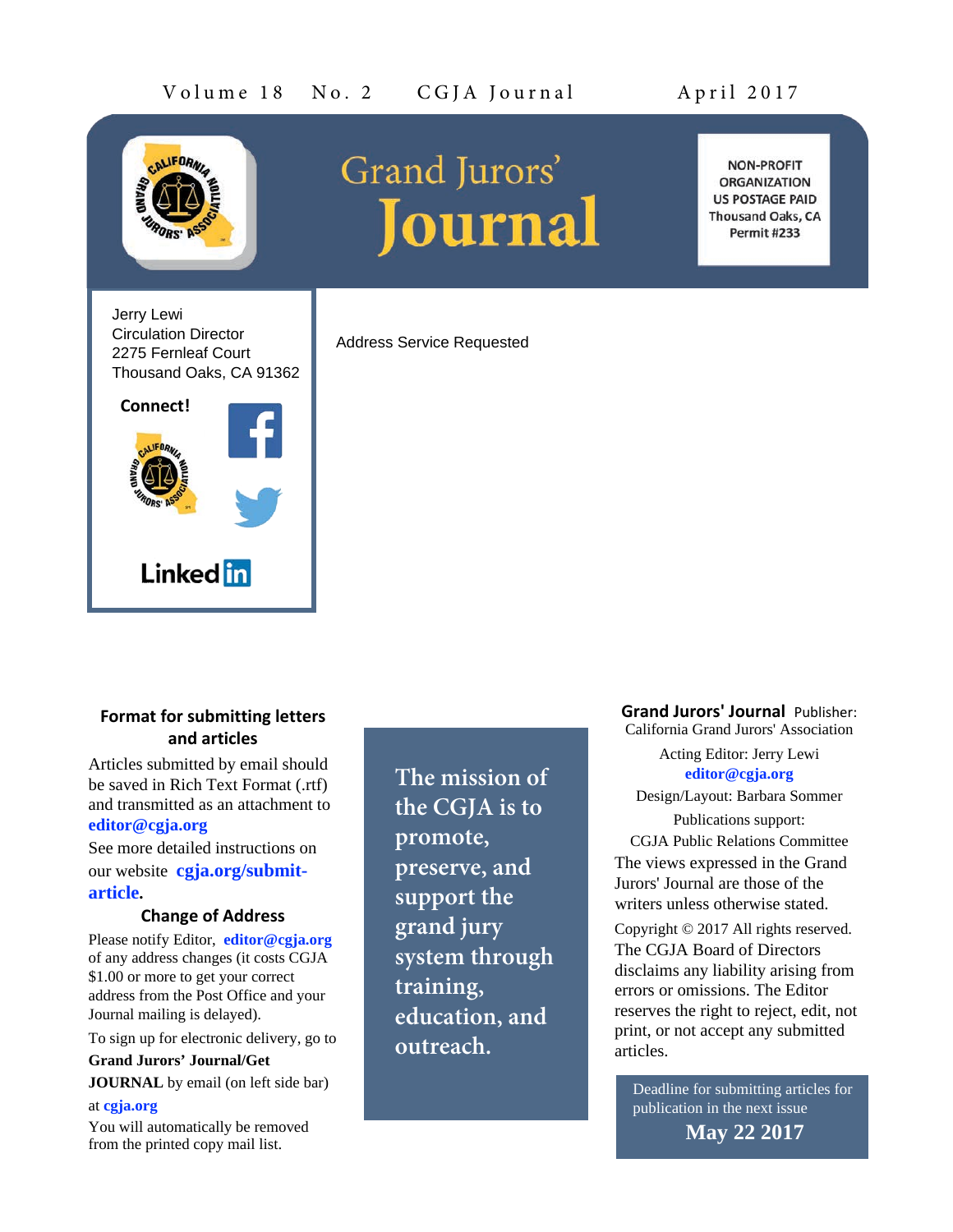Volume 18 No. 2 CGJA Journal April 2017

# Grand Jurors' Journal

NON-PROFIT ORGANIZATION
US POSTAGE PAID
Thousand Oaks, CA
Permit #233

Jerry Lewi
Circulation Director
2275 Fernleaf Court
Thousand Oaks, CA 91362

Address Service Requested

**Connect!**

Linked in

### Format for submitting letters and articles

Articles submitted by email should be saved in Rich Text Format (.rtf) and transmitted as an attachment to **editor@cgja.org**

See more detailed instructions on our website **cgja.org/submit-article**.

### Change of Address

Please notify Editor, **editor@cgja.org** of any address changes (it costs CGJA $1.00 or more to get your correct address from the Post Office and your Journal mailing is delayed).

To sign up for electronic delivery, go to **Grand Jurors' Journal/Get JOURNAL** by email (on left side bar) at **cgja.org**

You will automatically be removed from the printed copy mail list.

**The mission of the CGJA is to promote, preserve, and support the grand jury system through training, education, and outreach.**

**Grand Jurors' Journal** Publisher: California Grand Jurors' Association

Acting Editor: Jerry Lewi
**editor@cgja.org**

Design/Layout: Barbara Sommer

Publications support:
CGJA Public Relations Committee

The views expressed in the Grand Jurors' Journal are those of the writers unless otherwise stated.

Copyright © 2017 All rights reserved.

The CGJA Board of Directors disclaims any liability arising from errors or omissions. The Editor reserves the right to reject, edit, not print, or not accept any submitted articles.

Deadline for submitting articles for publication in the next issue
**May 22 2017**